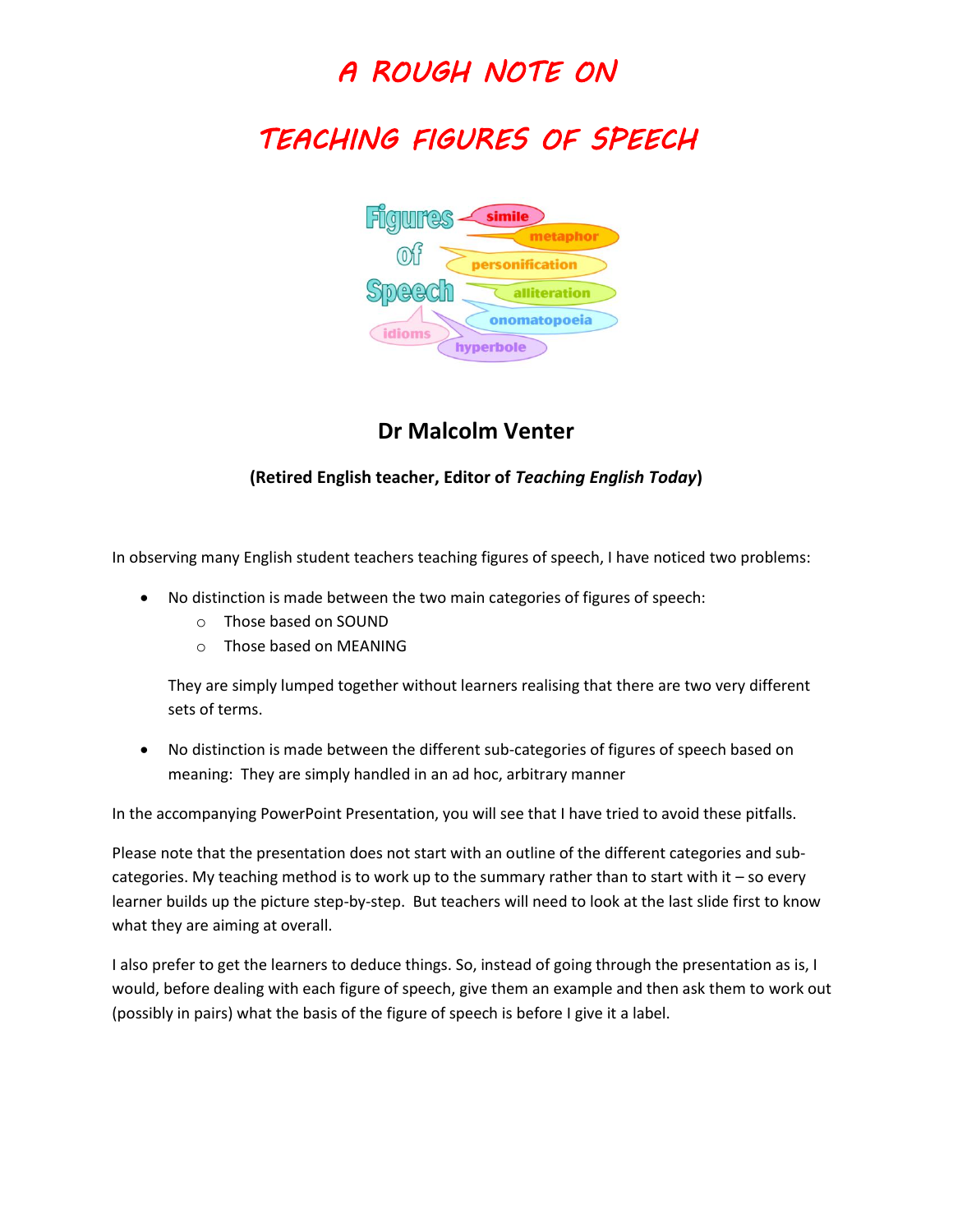# A ROUGH NOTE ON

# TEACHING FIGURES OF SPEECH

## Dr Malcolm Venter

**(Retired English teacher, Editor of *Teaching English Today*)**

In observing many English student teachers teaching figures of speech, I have noticed two problems:

- No distinction is made between the two main categories of figures of speech:
  - Those based on SOUND
  - Those based on MEANING

  They are simply lumped together without learners realising that there are two very different sets of terms.

- No distinction is made between the different sub-categories of figures of speech based on meaning: They are simply handled in an ad hoc, arbitrary manner

In the accompanying PowerPoint Presentation, you will see that I have tried to avoid these pitfalls.

Please note that the presentation does not start with an outline of the different categories and sub-categories. My teaching method is to work up to the summary rather than to start with it – so every learner builds up the picture step-by-step. But teachers will need to look at the last slide first to know what they are aiming at overall.

I also prefer to get the learners to deduce things. So, instead of going through the presentation as is, I would, before dealing with each figure of speech, give them an example and then ask them to work out (possibly in pairs) what the basis of the figure of speech is before I give it a label.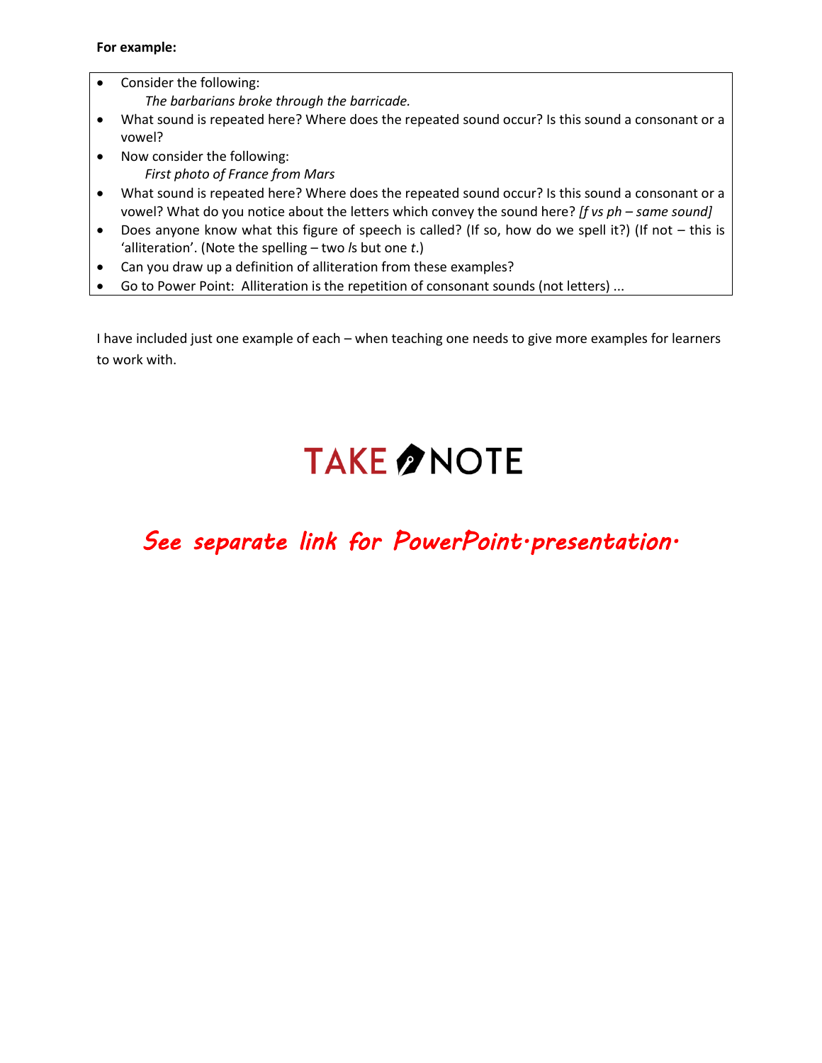**For example:**

- Consider the following:
  
  *The barbarians broke through the barricade.*
- What sound is repeated here? Where does the repeated sound occur? Is this sound a consonant or a vowel?
- Now consider the following:
  
  *First photo of France from Mars*
- What sound is repeated here? Where does the repeated sound occur? Is this sound a consonant or a vowel? What do you notice about the letters which convey the sound here? *[f vs ph – same sound]*
- Does anyone know what this figure of speech is called? (If so, how do we spell it?) (If not – this is 'alliteration'. (Note the spelling – two *l*s but one *t*.)
- Can you draw up a definition of alliteration from these examples?
- Go to Power Point: Alliteration is the repetition of consonant sounds (not letters) ...

I have included just one example of each – when teaching one needs to give more examples for learners to work with.

TAKE NOTE

*See separate link for PowerPoint presentation.*